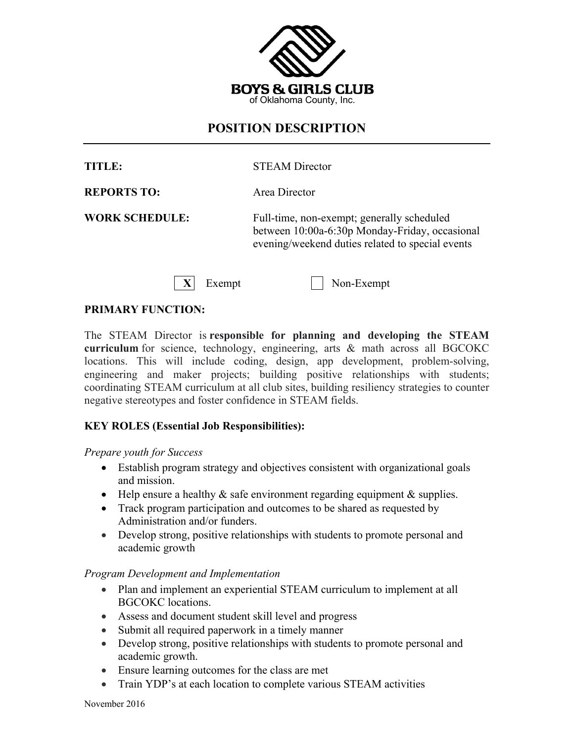**BOYS & GIRLS CLUB**
of Oklahoma County, Inc.

# POSITION DESCRIPTION

**TITLE:** STEAM Director

**REPORTS TO:** Area Director

**WORK SCHEDULE:** Full-time, non-exempt; generally scheduled between 10:00a-6:30p Monday-Friday, occasional evening/weekend duties related to special events

[X] Exempt [ ] Non-Exempt

**PRIMARY FUNCTION:**

The STEAM Director is **responsible for planning and developing the STEAM curriculum** for science, technology, engineering, arts & math across all BGCOKC locations. This will include coding, design, app development, problem-solving, engineering and maker projects; building positive relationships with students; coordinating STEAM curriculum at all club sites, building resiliency strategies to counter negative stereotypes and foster confidence in STEAM fields.

**KEY ROLES (Essential Job Responsibilities):**

*Prepare youth for Success*

- Establish program strategy and objectives consistent with organizational goals and mission.
- Help ensure a healthy & safe environment regarding equipment & supplies.
- Track program participation and outcomes to be shared as requested by Administration and/or funders.
- Develop strong, positive relationships with students to promote personal and academic growth

*Program Development and Implementation*

- Plan and implement an experiential STEAM curriculum to implement at all BGCOKC locations.
- Assess and document student skill level and progress
- Submit all required paperwork in a timely manner
- Develop strong, positive relationships with students to promote personal and academic growth.
- Ensure learning outcomes for the class are met
- Train YDP's at each location to complete various STEAM activities

November 2016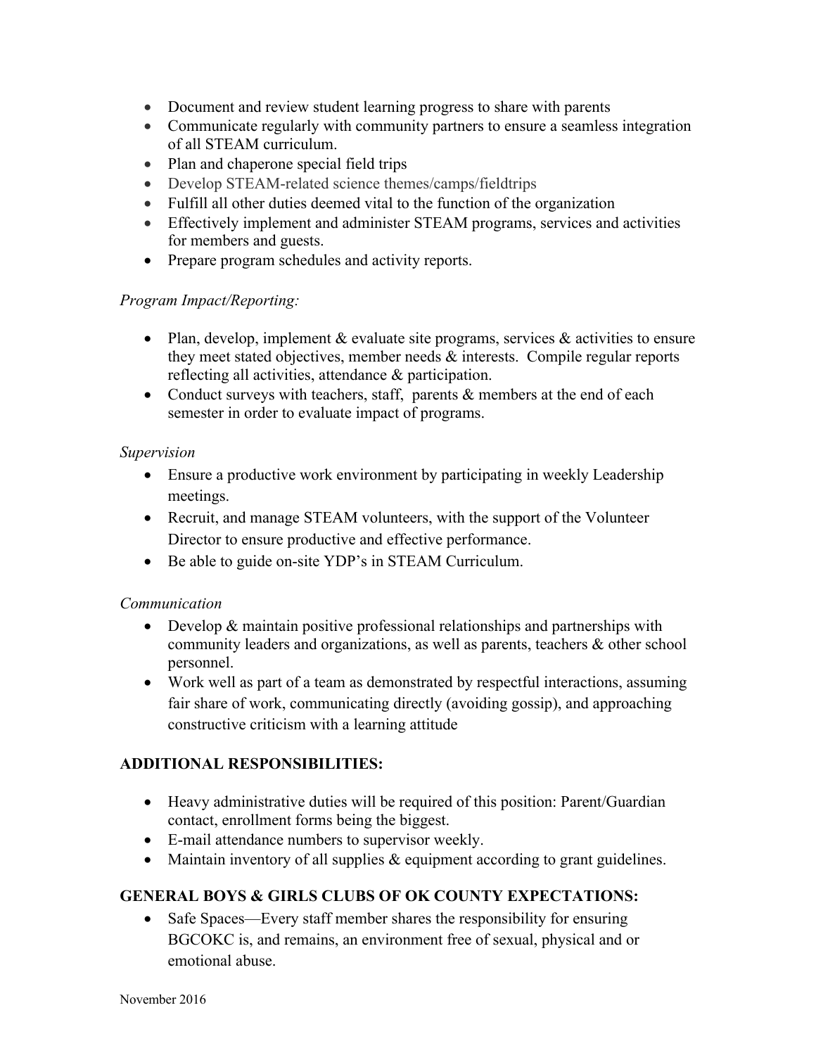- Document and review student learning progress to share with parents
- Communicate regularly with community partners to ensure a seamless integration of all STEAM curriculum.
- Plan and chaperone special field trips
- Develop STEAM-related science themes/camps/fieldtrips
- Fulfill all other duties deemed vital to the function of the organization
- Effectively implement and administer STEAM programs, services and activities for members and guests.
- Prepare program schedules and activity reports.

*Program Impact/Reporting:*

- Plan, develop, implement & evaluate site programs, services & activities to ensure they meet stated objectives, member needs & interests. Compile regular reports reflecting all activities, attendance & participation.
- Conduct surveys with teachers, staff, parents & members at the end of each semester in order to evaluate impact of programs.

*Supervision*

- Ensure a productive work environment by participating in weekly Leadership meetings.
- Recruit, and manage STEAM volunteers, with the support of the Volunteer Director to ensure productive and effective performance.
- Be able to guide on-site YDP's in STEAM Curriculum.

*Communication*

- Develop & maintain positive professional relationships and partnerships with community leaders and organizations, as well as parents, teachers & other school personnel.
- Work well as part of a team as demonstrated by respectful interactions, assuming fair share of work, communicating directly (avoiding gossip), and approaching constructive criticism with a learning attitude

**ADDITIONAL RESPONSIBILITIES:**

- Heavy administrative duties will be required of this position: Parent/Guardian contact, enrollment forms being the biggest.
- E-mail attendance numbers to supervisor weekly.
- Maintain inventory of all supplies & equipment according to grant guidelines.

**GENERAL BOYS & GIRLS CLUBS OF OK COUNTY EXPECTATIONS:**

- Safe Spaces—Every staff member shares the responsibility for ensuring BGCOKC is, and remains, an environment free of sexual, physical and or emotional abuse.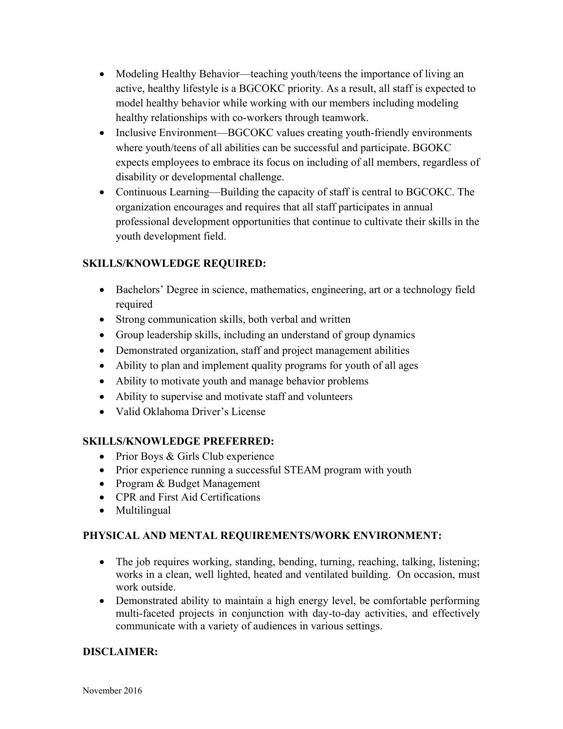- Modeling Healthy Behavior—teaching youth/teens the importance of living an active, healthy lifestyle is a BGCOKC priority. As a result, all staff is expected to model healthy behavior while working with our members including modeling healthy relationships with co-workers through teamwork.
- Inclusive Environment—BGCOKC values creating youth-friendly environments where youth/teens of all abilities can be successful and participate. BGOKC expects employees to embrace its focus on including of all members, regardless of disability or developmental challenge.
- Continuous Learning—Building the capacity of staff is central to BGCOKC. The organization encourages and requires that all staff participates in annual professional development opportunities that continue to cultivate their skills in the youth development field.

**SKILLS/KNOWLEDGE REQUIRED:**

- Bachelors' Degree in science, mathematics, engineering, art or a technology field required
- Strong communication skills, both verbal and written
- Group leadership skills, including an understand of group dynamics
- Demonstrated organization, staff and project management abilities
- Ability to plan and implement quality programs for youth of all ages
- Ability to motivate youth and manage behavior problems
- Ability to supervise and motivate staff and volunteers
- Valid Oklahoma Driver's License

**SKILLS/KNOWLEDGE PREFERRED:**

- Prior Boys & Girls Club experience
- Prior experience running a successful STEAM program with youth
- Program & Budget Management
- CPR and First Aid Certifications
- Multilingual

**PHYSICAL AND MENTAL REQUIREMENTS/WORK ENVIRONMENT:**

- The job requires working, standing, bending, turning, reaching, talking, listening; works in a clean, well lighted, heated and ventilated building. On occasion, must work outside.
- Demonstrated ability to maintain a high energy level, be comfortable performing multi-faceted projects in conjunction with day-to-day activities, and effectively communicate with a variety of audiences in various settings.

**DISCLAIMER:**

November 2016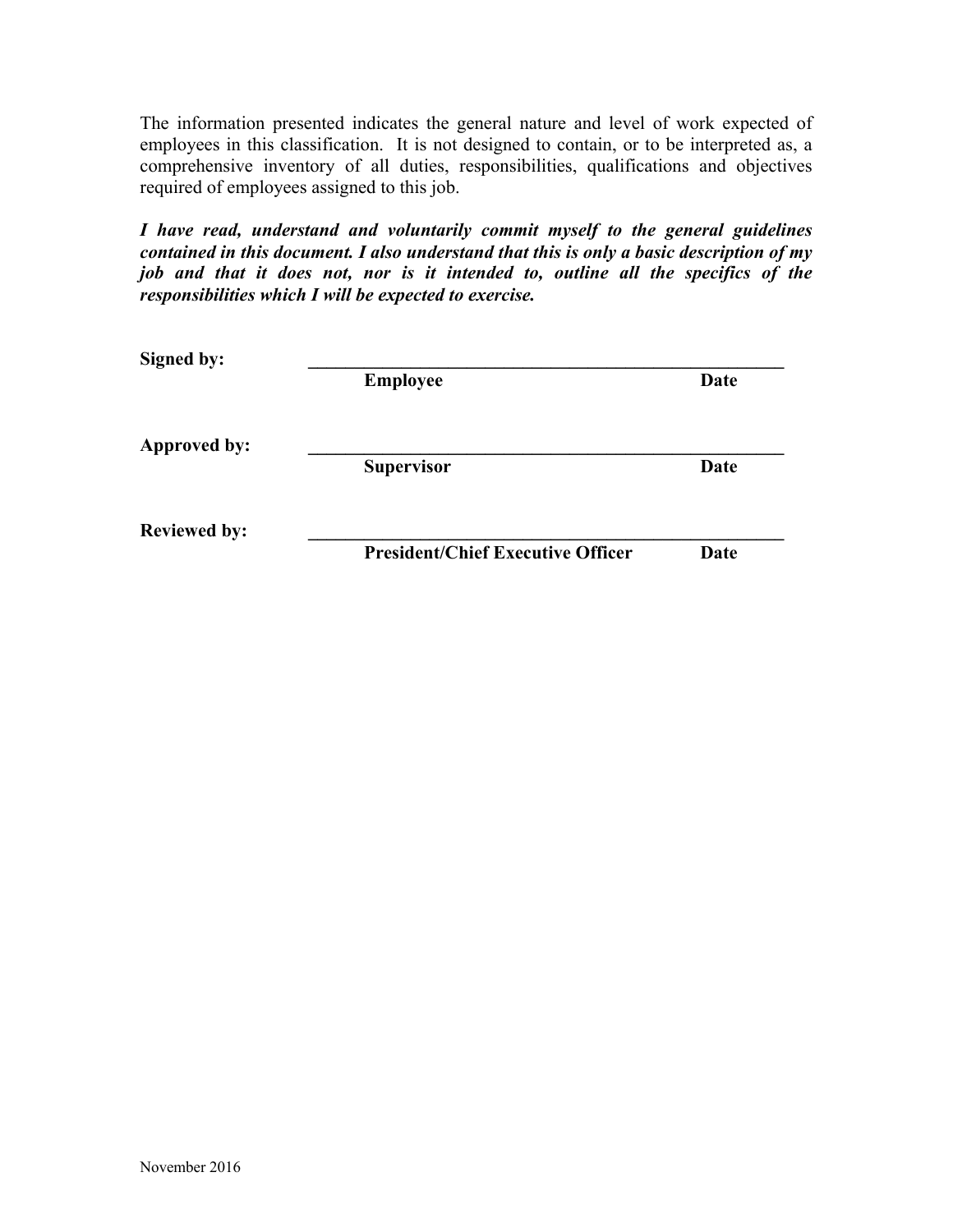The information presented indicates the general nature and level of work expected of employees in this classification. It is not designed to contain, or to be interpreted as, a comprehensive inventory of all duties, responsibilities, qualifications and objectives required of employees assigned to this job.

***I have read, understand and voluntarily commit myself to the general guidelines contained in this document. I also understand that this is only a basic description of my job and that it does not, nor is it intended to, outline all the specifics of the responsibilities which I will be expected to exercise.***

**Signed by:** ______________________________________________________

**Employee** **Date**

**Approved by:** ______________________________________________________

**Supervisor** **Date**

**Reviewed by:** ______________________________________________________

**President/Chief Executive Officer** **Date**

November 2016